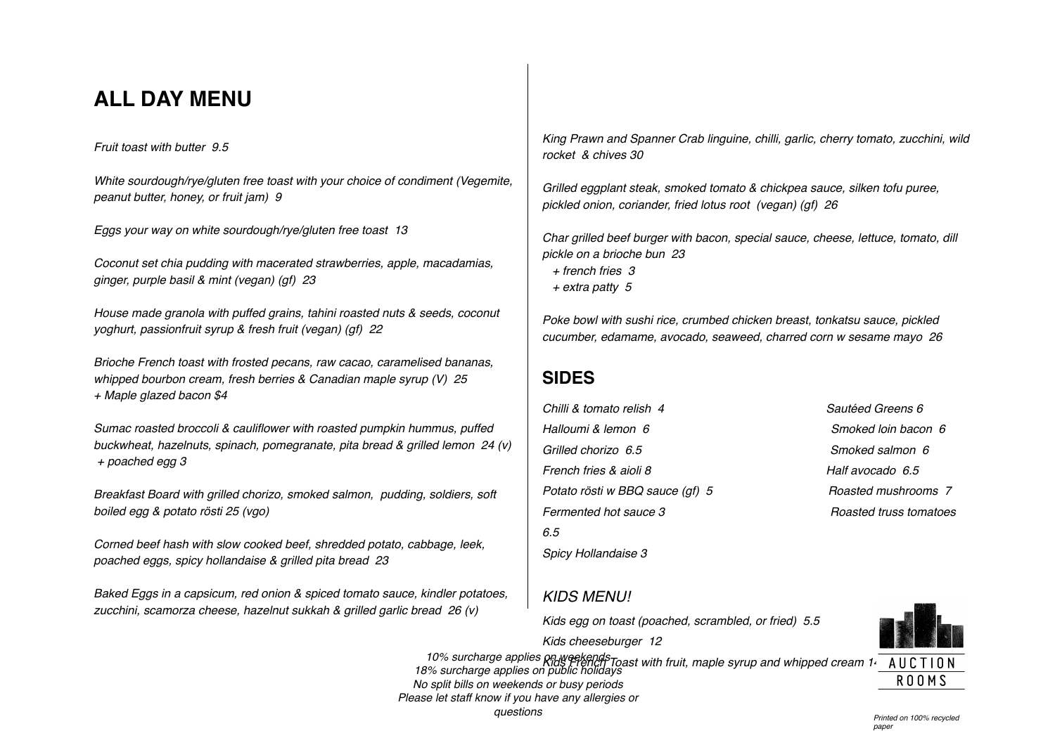# ALL DAY MENU

*Fruit toast with butter  9.5*

*White sourdough/rye/gluten free toast with your choice of condiment (Vegemite, peanut butter, honey, or fruit jam)  9*

*Eggs your way on white sourdough/rye/gluten free toast  13*

*Coconut set chia pudding with macerated strawberries, apple, macadamias, ginger, purple basil & mint (vegan) (gf)  23*

*House made granola with puffed grains, tahini roasted nuts & seeds, coconut yoghurt, passionfruit syrup & fresh fruit (vegan) (gf)  22*

*Brioche French toast with frosted pecans, raw cacao, caramelised bananas, whipped bourbon cream, fresh berries & Canadian maple syrup (V)  25*
*+ Maple glazed bacon $4*

*Sumac roasted broccoli & cauliflower with roasted pumpkin hummus, puffed buckwheat, hazelnuts, spinach, pomegranate, pita bread & grilled lemon  24 (v)*
*+ poached egg 3*

*Breakfast Board with grilled chorizo, smoked salmon,  pudding, soldiers, soft boiled egg & potato rösti 25 (vgo)*

*Corned beef hash with slow cooked beef, shredded potato, cabbage, leek, poached eggs, spicy hollandaise & grilled pita bread  23*

*Baked Eggs in a capsicum, red onion & spiced tomato sauce, kindler potatoes, zucchini, scamorza cheese, hazelnut sukkah & grilled garlic bread  26 (v)*

*King Prawn and Spanner Crab linguine, chilli, garlic, cherry tomato, zucchini, wild rocket  & chives 30*

*Grilled eggplant steak, smoked tomato & chickpea sauce, silken tofu puree, pickled onion, coriander, fried lotus root  (vegan) (gf)  26*

*Char grilled beef burger with bacon, special sauce, cheese, lettuce, tomato, dill pickle on a brioche bun  23*
*+ french fries  3*
*+ extra patty  5*

*Poke bowl with sushi rice, crumbed chicken breast, tonkatsu sauce, pickled cucumber, edamame, avocado, seaweed, charred corn w sesame mayo  26*

## SIDES

*Chilli & tomato relish  4*
*Halloumi & lemon  6*
*Grilled chorizo  6.5*
*French fries & aioli 8*
*Potato rösti w BBQ sauce (gf)  5*
*Fermented hot sauce 3*
*Spicy Hollandaise 3*
*Sautéed Greens 6*
*Smoked loin bacon  6*
*Smoked salmon  6*
*Half avocado  6.5*
*Roasted mushrooms  7*
*Roasted truss tomatoes 6.5*

## *KIDS MENU!*

*Kids egg on toast (poached, scrambled, or fried)  5.5*
*Kids cheeseburger  12*
*Kids French Toast with fruit, maple syrup and whipped cream 14*

AUCTION ROOMS

*10% surcharge applies on weekends*
*18% surcharge applies on public holidays*
*No split bills on weekends or busy periods*
*Please let staff know if you have any allergies or questions*

*Printed on 100% recycled paper*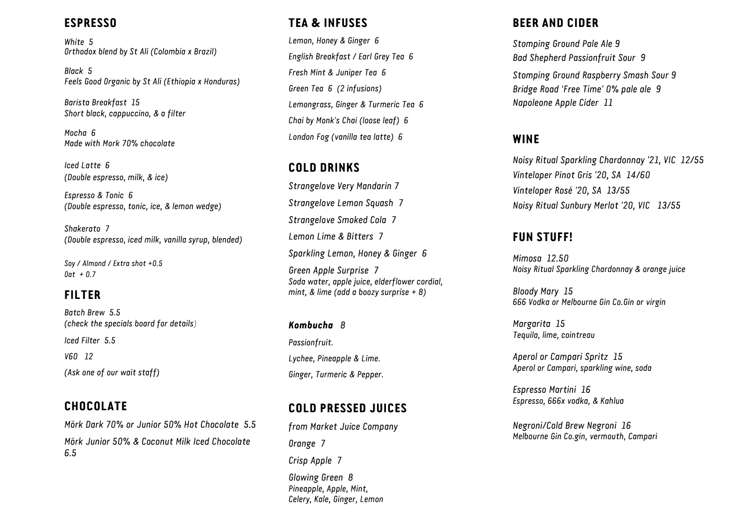## ESPRESSO

*White 5*
*Orthodox blend by St Ali (Colombia x Brazil)*

*Black 5*
*Feels Good Organic by St Ali (Ethiopia x Honduras)*

*Barista Breakfast 15*
*Short black, cappuccino, & a filter*

*Mocha 6*
*Made with Mork 70% chocolate*

*Iced Latte 6*
*(Double espresso, milk, & ice)*

*Espresso & Tonic 6*
*(Double espresso, tonic, ice, & lemon wedge)*

*Shakerato 7*
*(Double espresso, iced milk, vanilla syrup, blended)*

*Soy / Almond / Extra shot +0.5*
*Oat + 0.7*

## FILTER

*Batch Brew 5.5*
*(check the specials board for details)*

*Iced Filter 5.5*

*V60 12*

*(Ask one of our wait staff)*

## CHOCOLATE

*Mörk Dark 70% or Junior 50% Hot Chocolate 5.5*

*Mörk Junior 50% & Coconut Milk Iced Chocolate 6.5*

## TEA & INFUSES

*Lemon, Honey & Ginger 6*

*English Breakfast / Earl Grey Tea 6*

*Fresh Mint & Juniper Tea 6*

*Green Tea 6 (2 infusions)*

*Lemongrass, Ginger & Turmeric Tea 6*

*Chai by Monk's Chai (loose leaf) 6*

*London Fog (vanilla tea latte) 6*

## COLD DRINKS

*Strangelove Very Mandarin 7*

*Strangelove Lemon Squash 7*

*Strangelove Smoked Cola 7*

*Lemon Lime & Bitters 7*

*Sparkling Lemon, Honey & Ginger 6*

*Green Apple Surprise 7*
*Soda water, apple juice, elderflower cordial, mint, & lime (add a boozy surprise + 8)*

***Kombucha*** *8*

*Passionfruit.*

*Lychee, Pineapple & Lime.*

*Ginger, Turmeric & Pepper.*

## COLD PRESSED JUICES

*from Market Juice Company*

*Orange 7*

*Crisp Apple 7*

*Glowing Green 8*
*Pineapple, Apple, Mint, Celery, Kale, Ginger, Lemon*

## BEER AND CIDER

*Stomping Ground Pale Ale 9*
*Bad Shepherd Passionfruit Sour 9*

*Stomping Ground Raspberry Smash Sour 9*
*Bridge Road 'Free Time' 0% pale ale 9*
*Napoleone Apple Cider 11*

## WINE

*Noisy Ritual Sparkling Chardonnay '21, VIC 12/55*
*Vinteloper Pinot Gris '20, SA 14/60*
*Vinteloper Rosé '20, SA 13/55*
*Noisy Ritual Sunbury Merlot '20, VIC 13/55*

## FUN STUFF!

*Mimosa 12.50*
*Noisy Ritual Sparkling Chardonnay & orange juice*

*Bloody Mary 15*
*666 Vodka or Melbourne Gin Co.Gin or virgin*

*Margarita 15*
*Tequila, lime, cointreau*

*Aperol or Campari Spritz 15*
*Aperol or Campari, sparkling wine, soda*

*Espresso Martini 16*
*Espresso, 666x vodka, & Kahlua*

*Negroni/Cold Brew Negroni 16*
*Melbourne Gin Co.gin, vermouth, Campari*